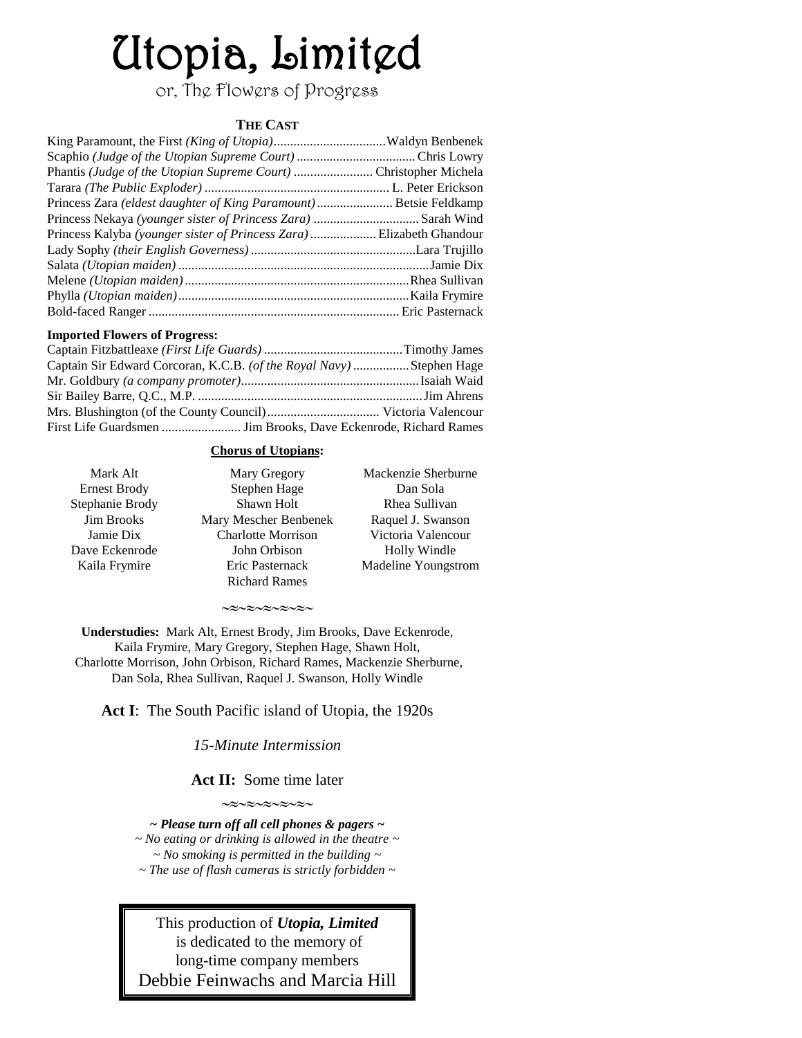# Utopia, Limited

or, The Flowers of Progress

## THE CAST

King Paramount, the First *(King of Utopia)* .................................. Waldyn Benbenek
Scaphio *(Judge of the Utopian Supreme Court)* .................................. Chris Lowry
Phantis *(Judge of the Utopian Supreme Court)* .................................. Christopher Michela
Tarara *(The Public Exploder)* .................................. L. Peter Erickson
Princess Zara *(eldest daughter of King Paramount)* .................................. Betsie Feldkamp
Princess Nekaya *(younger sister of Princess Zara)* .................................. Sarah Wind
Princess Kalyba *(younger sister of Princess Zara)* .................................. Elizabeth Ghandour
Lady Sophy *(their English Governess)* .................................. Lara Trujillo
Salata *(Utopian maiden)* .................................. Jamie Dix
Melene *(Utopian maiden)* .................................. Rhea Sullivan
Phylla *(Utopian maiden)* .................................. Kaila Frymire
Bold-faced Ranger .................................. Eric Pasternack

**Imported Flowers of Progress:**

Captain Fitzbattleaxe *(First Life Guards)* .................................. Timothy James
Captain Sir Edward Corcoran, K.C.B. *(of the Royal Navy)* .................................. Stephen Hage
Mr. Goldbury *(a company promoter)* .................................. Isaiah Waid
Sir Bailey Barre, Q.C., M.P. .................................. Jim Ahrens
Mrs. Blushington (of the County Council) .................................. Victoria Valencour
First Life Guardsmen .................................. Jim Brooks, Dave Eckenrode, Richard Rames

**Chorus of Utopians:**

Mark Alt
Ernest Brody
Stephanie Brody
Jim Brooks
Jamie Dix
Dave Eckenrode
Kaila Frymire
Mary Gregory
Stephen Hage
Shawn Holt
Mary Mescher Benbenek
Charlotte Morrison
John Orbison
Eric Pasternack
Richard Rames
Mackenzie Sherburne
Dan Sola
Rhea Sullivan
Raquel J. Swanson
Victoria Valencour
Holly Windle
Madeline Youngstrom

~≈~≈~≈~≈~

**Understudies:** Mark Alt, Ernest Brody, Jim Brooks, Dave Eckenrode, Kaila Frymire, Mary Gregory, Stephen Hage, Shawn Holt, Charlotte Morrison, John Orbison, Richard Rames, Mackenzie Sherburne, Dan Sola, Rhea Sullivan, Raquel J. Swanson, Holly Windle

**Act I**: The South Pacific island of Utopia, the 1920s

*15-Minute Intermission*

**Act II:** Some time later

~≈~≈~≈~≈~

***~ Please turn off all cell phones & pagers ~***
*~ No eating or drinking is allowed in the theatre ~*
*~ No smoking is permitted in the building ~*
*~ The use of flash cameras is strictly forbidden ~*

This production of ***Utopia, Limited*** is dedicated to the memory of long-time company members Debbie Feinwachs and Marcia Hill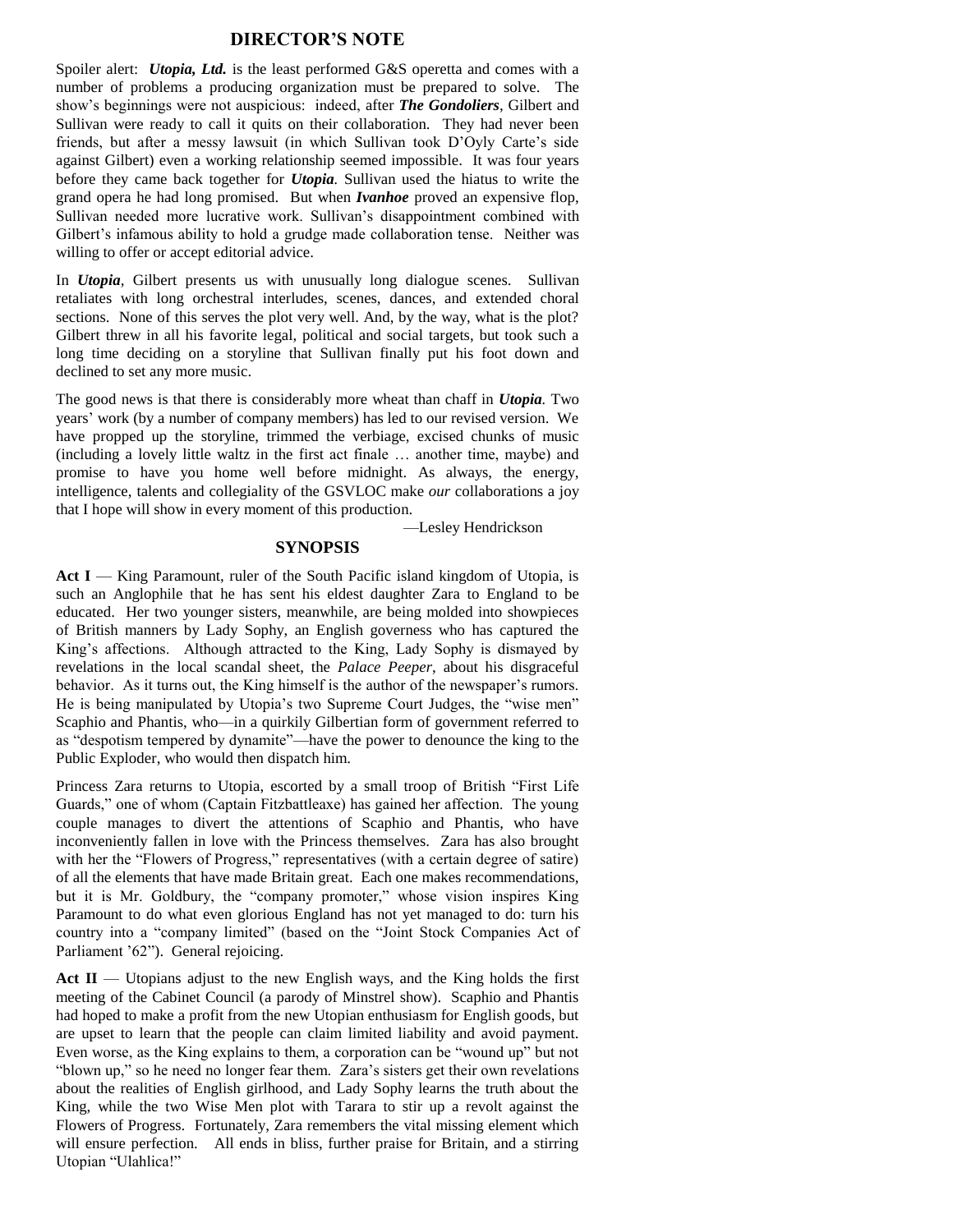## DIRECTOR'S NOTE

Spoiler alert: ***Utopia, Ltd.*** is the least performed G&S operetta and comes with a number of problems a producing organization must be prepared to solve. The show's beginnings were not auspicious: indeed, after ***The Gondoliers***, Gilbert and Sullivan were ready to call it quits on their collaboration. They had never been friends, but after a messy lawsuit (in which Sullivan took D'Oyly Carte's side against Gilbert) even a working relationship seemed impossible. It was four years before they came back together for ***Utopia***. Sullivan used the hiatus to write the grand opera he had long promised. But when ***Ivanhoe*** proved an expensive flop, Sullivan needed more lucrative work. Sullivan's disappointment combined with Gilbert's infamous ability to hold a grudge made collaboration tense. Neither was willing to offer or accept editorial advice.

In ***Utopia***, Gilbert presents us with unusually long dialogue scenes. Sullivan retaliates with long orchestral interludes, scenes, dances, and extended choral sections. None of this serves the plot very well. And, by the way, what is the plot? Gilbert threw in all his favorite legal, political and social targets, but took such a long time deciding on a storyline that Sullivan finally put his foot down and declined to set any more music.

The good news is that there is considerably more wheat than chaff in ***Utopia***. Two years' work (by a number of company members) has led to our revised version. We have propped up the storyline, trimmed the verbiage, excised chunks of music (including a lovely little waltz in the first act finale … another time, maybe) and promise to have you home well before midnight. As always, the energy, intelligence, talents and collegiality of the GSVLOC make *our* collaborations a joy that I hope will show in every moment of this production.

—Lesley Hendrickson

## SYNOPSIS

**Act I** — King Paramount, ruler of the South Pacific island kingdom of Utopia, is such an Anglophile that he has sent his eldest daughter Zara to England to be educated. Her two younger sisters, meanwhile, are being molded into showpieces of British manners by Lady Sophy, an English governess who has captured the King's affections. Although attracted to the King, Lady Sophy is dismayed by revelations in the local scandal sheet, the *Palace Peeper*, about his disgraceful behavior. As it turns out, the King himself is the author of the newspaper's rumors. He is being manipulated by Utopia's two Supreme Court Judges, the "wise men" Scaphio and Phantis, who—in a quirkily Gilbertian form of government referred to as "despotism tempered by dynamite"—have the power to denounce the king to the Public Exploder, who would then dispatch him.

Princess Zara returns to Utopia, escorted by a small troop of British "First Life Guards," one of whom (Captain Fitzbattleaxe) has gained her affection. The young couple manages to divert the attentions of Scaphio and Phantis, who have inconveniently fallen in love with the Princess themselves. Zara has also brought with her the "Flowers of Progress," representatives (with a certain degree of satire) of all the elements that have made Britain great. Each one makes recommendations, but it is Mr. Goldbury, the "company promoter," whose vision inspires King Paramount to do what even glorious England has not yet managed to do: turn his country into a "company limited" (based on the "Joint Stock Companies Act of Parliament '62"). General rejoicing.

**Act II** — Utopians adjust to the new English ways, and the King holds the first meeting of the Cabinet Council (a parody of Minstrel show). Scaphio and Phantis had hoped to make a profit from the new Utopian enthusiasm for English goods, but are upset to learn that the people can claim limited liability and avoid payment. Even worse, as the King explains to them, a corporation can be "wound up" but not "blown up," so he need no longer fear them. Zara's sisters get their own revelations about the realities of English girlhood, and Lady Sophy learns the truth about the King, while the two Wise Men plot with Tarara to stir up a revolt against the Flowers of Progress. Fortunately, Zara remembers the vital missing element which will ensure perfection. All ends in bliss, further praise for Britain, and a stirring Utopian "Ulahlica!"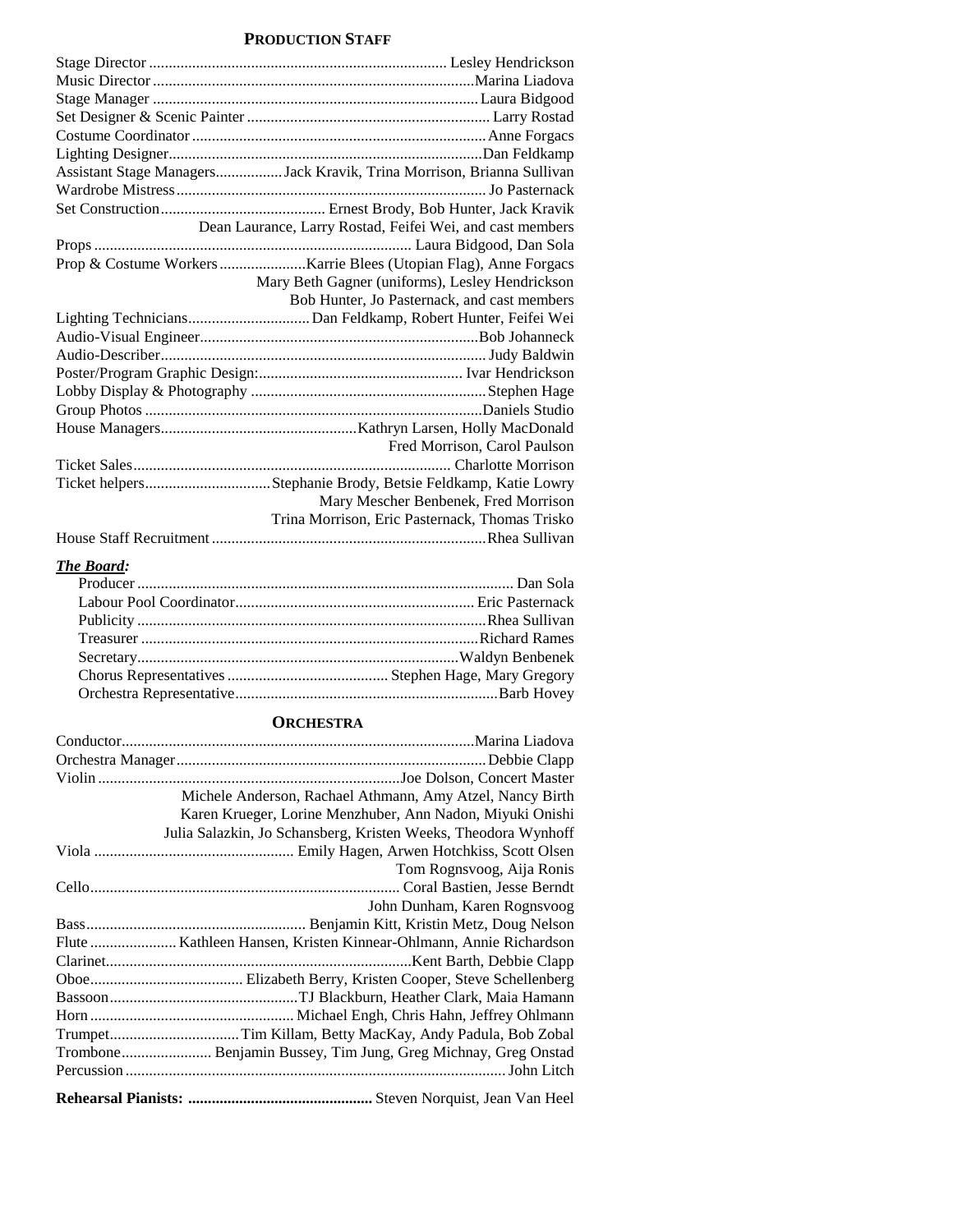## PRODUCTION STAFF

Stage Director .......... Lesley Hendrickson
Music Director .......... Marina Liadova
Stage Manager .......... Laura Bidgood
Set Designer & Scenic Painter .......... Larry Rostad
Costume Coordinator .......... Anne Forgacs
Lighting Designer .......... Dan Feldkamp
Assistant Stage Managers .......... Jack Kravik, Trina Morrison, Brianna Sullivan
Wardrobe Mistress .......... Jo Pasternack
Set Construction .......... Ernest Brody, Bob Hunter, Jack Kravik
Dean Laurance, Larry Rostad, Feifei Wei, and cast members
Props .......... Laura Bidgood, Dan Sola
Prop & Costume Workers .......... Karrie Blees (Utopian Flag), Anne Forgacs
Mary Beth Gagner (uniforms), Lesley Hendrickson
Bob Hunter, Jo Pasternack, and cast members
Lighting Technicians .......... Dan Feldkamp, Robert Hunter, Feifei Wei
Audio-Visual Engineer .......... Bob Johanneck
Audio-Describer .......... Judy Baldwin
Poster/Program Graphic Design: .......... Ivar Hendrickson
Lobby Display & Photography .......... Stephen Hage
Group Photos .......... Daniels Studio
House Managers .......... Kathryn Larsen, Holly MacDonald
Fred Morrison, Carol Paulson
Ticket Sales .......... Charlotte Morrison
Ticket helpers .......... Stephanie Brody, Betsie Feldkamp, Katie Lowry
Mary Mescher Benbenek, Fred Morrison
Trina Morrison, Eric Pasternack, Thomas Trisko
House Staff Recruitment .......... Rhea Sullivan

***The Board:***

Producer .......... Dan Sola
Labour Pool Coordinator .......... Eric Pasternack
Publicity .......... Rhea Sullivan
Treasurer .......... Richard Rames
Secretary .......... Waldyn Benbenek
Chorus Representatives .......... Stephen Hage, Mary Gregory
Orchestra Representative .......... Barb Hovey

## ORCHESTRA

Conductor .......... Marina Liadova
Orchestra Manager .......... Debbie Clapp
Violin .......... Joe Dolson, Concert Master
Michele Anderson, Rachael Athmann, Amy Atzel, Nancy Birth
Karen Krueger, Lorine Menzhuber, Ann Nadon, Miyuki Onishi
Julia Salazkin, Jo Schansberg, Kristen Weeks, Theodora Wynhoff
Viola .......... Emily Hagen, Arwen Hotchkiss, Scott Olsen
Tom Rognsvoog, Aija Ronis
Cello .......... Coral Bastien, Jesse Berndt
John Dunham, Karen Rognsvoog
Bass .......... Benjamin Kitt, Kristin Metz, Doug Nelson
Flute .......... Kathleen Hansen, Kristen Kinnear-Ohlmann, Annie Richardson
Clarinet .......... Kent Barth, Debbie Clapp
Oboe .......... Elizabeth Berry, Kristen Cooper, Steve Schellenberg
Bassoon .......... TJ Blackburn, Heather Clark, Maia Hamann
Horn .......... Michael Engh, Chris Hahn, Jeffrey Ohlmann
Trumpet .......... Tim Killam, Betty MacKay, Andy Padula, Bob Zobal
Trombone .......... Benjamin Bussey, Tim Jung, Greg Michnay, Greg Onstad
Percussion .......... John Litch

**Rehearsal Pianists: ..........** Steven Norquist, Jean Van Heel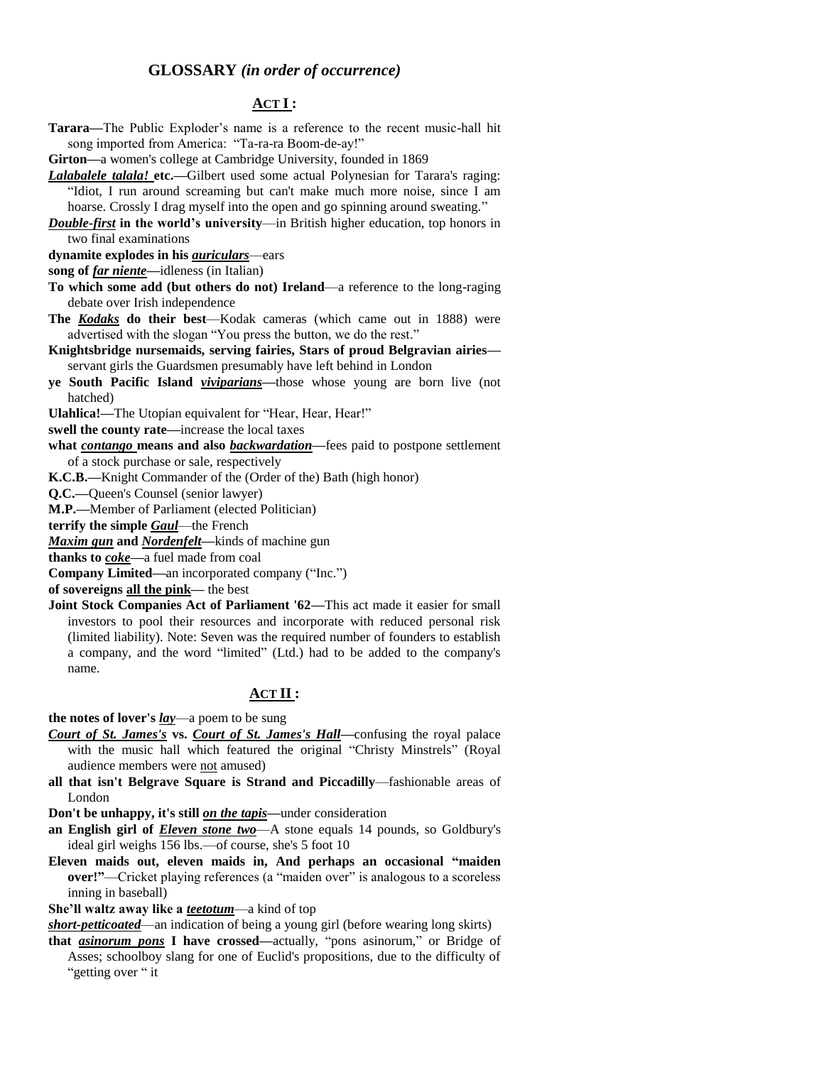## GLOSSARY *(in order of occurrence)*

### ACT I :

**Tarara—**The Public Exploder's name is a reference to the recent music-hall hit song imported from America: "Ta-ra-ra Boom-de-ay!"

**Girton—**a women's college at Cambridge University, founded in 1869

***Lalabalele talala!* etc.—**Gilbert used some actual Polynesian for Tarara's raging: "Idiot, I run around screaming but can't make much more noise, since I am hoarse. Crossly I drag myself into the open and go spinning around sweating."

***Double-first* in the world's university**—in British higher education, top honors in two final examinations

**dynamite explodes in his *auriculars***—ears

**song of *far niente*—**idleness (in Italian)

**To which some add (but others do not) Ireland**—a reference to the long-raging debate over Irish independence

**The *Kodaks* do their best**—Kodak cameras (which came out in 1888) were advertised with the slogan "You press the button, we do the rest."

**Knightsbridge nursemaids, serving fairies, Stars of proud Belgravian airies—** servant girls the Guardsmen presumably have left behind in London

**ye South Pacific Island *viviparians*—**those whose young are born live (not hatched)

**Ulahlica!—**The Utopian equivalent for "Hear, Hear, Hear!"

**swell the county rate—**increase the local taxes

**what *contango* means and also *backwardation*—**fees paid to postpone settlement of a stock purchase or sale, respectively

**K.C.B.—**Knight Commander of the (Order of the) Bath (high honor)

**Q.C.—**Queen's Counsel (senior lawyer)

**M.P.—**Member of Parliament (elected Politician)

**terrify the simple *Gaul***—the French

***Maxim gun* and *Nordenfelt*—**kinds of machine gun

**thanks to *coke*—**a fuel made from coal

**Company Limited—**an incorporated company ("Inc.")

**of sovereigns all the pink—** the best

**Joint Stock Companies Act of Parliament '62—**This act made it easier for small investors to pool their resources and incorporate with reduced personal risk (limited liability). Note: Seven was the required number of founders to establish a company, and the word "limited" (Ltd.) had to be added to the company's name.

### ACT II :

**the notes of lover's *lay***—a poem to be sung

***Court of St. James's* vs. *Court of St. James's Hall*—**confusing the royal palace with the music hall which featured the original "Christy Minstrels" (Royal audience members were not amused)

**all that isn't Belgrave Square is Strand and Piccadilly**—fashionable areas of London

**Don't be unhappy, it's still *on the tapis*—**under consideration

**an English girl of *Eleven stone two***—A stone equals 14 pounds, so Goldbury's ideal girl weighs 156 lbs.—of course, she's 5 foot 10

**Eleven maids out, eleven maids in, And perhaps an occasional "maiden over!"**—Cricket playing references (a "maiden over" is analogous to a scoreless inning in baseball)

**She'll waltz away like a *teetotum***—a kind of top

***short-petticoated***—an indication of being a young girl (before wearing long skirts)

**that *asinorum pons* I have crossed—**actually, "pons asinorum," or Bridge of Asses; schoolboy slang for one of Euclid's propositions, due to the difficulty of "getting over " it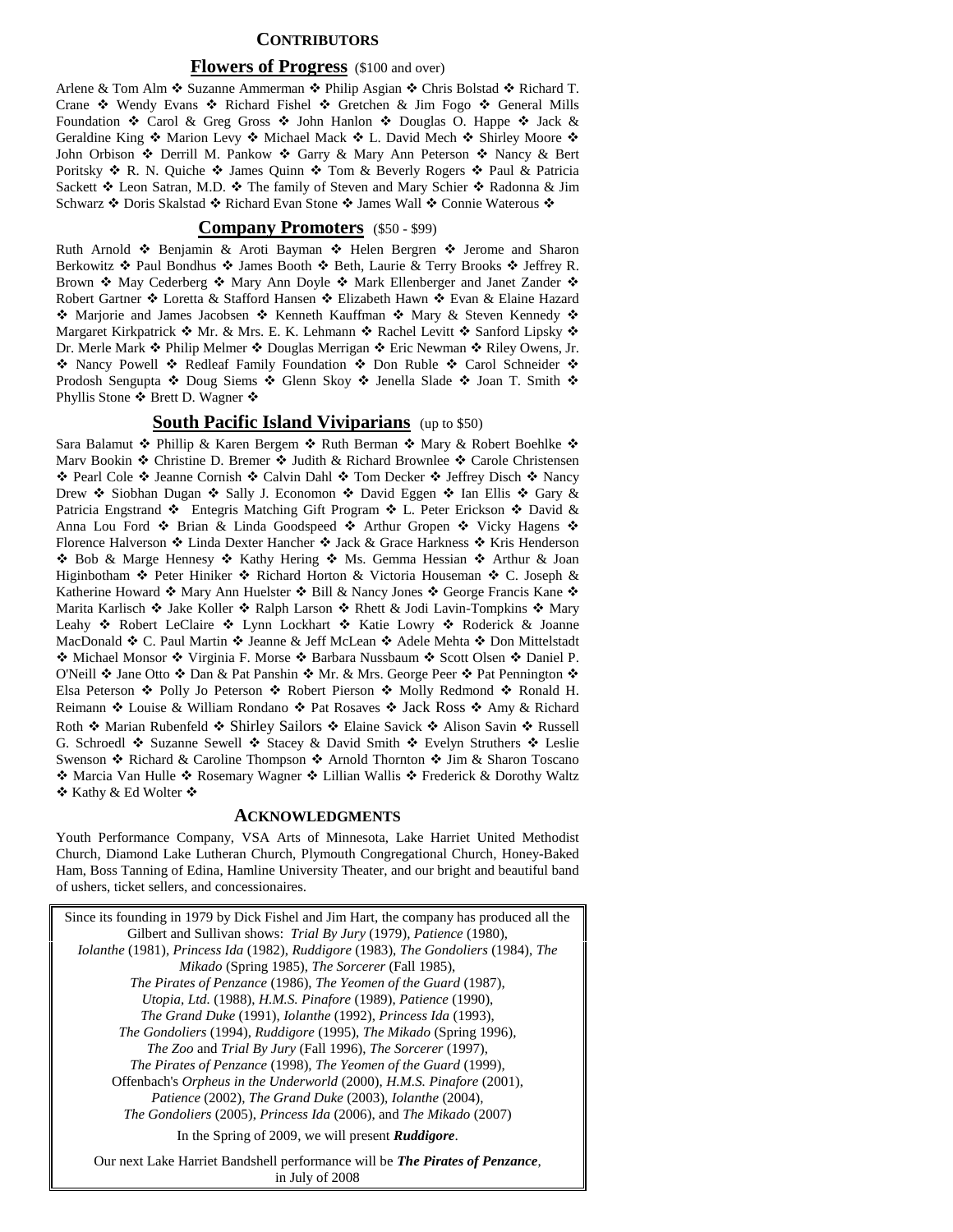## CONTRIBUTORS

### Flowers of Progress (\$100 and over)

Arlene & Tom Alm ❖ Suzanne Ammerman ❖ Philip Asgian ❖ Chris Bolstad ❖ Richard T. Crane ❖ Wendy Evans ❖ Richard Fishel ❖ Gretchen & Jim Fogo ❖ General Mills Foundation ❖ Carol & Greg Gross ❖ John Hanlon ❖ Douglas O. Happe ❖ Jack & Geraldine King ❖ Marion Levy ❖ Michael Mack ❖ L. David Mech ❖ Shirley Moore ❖ John Orbison ❖ Derrill M. Pankow ❖ Garry & Mary Ann Peterson ❖ Nancy & Bert Poritsky ❖ R. N. Quiche ❖ James Quinn ❖ Tom & Beverly Rogers ❖ Paul & Patricia Sackett ❖ Leon Satran, M.D. ❖ The family of Steven and Mary Schier ❖ Radonna & Jim Schwarz ❖ Doris Skalstad ❖ Richard Evan Stone ❖ James Wall ❖ Connie Waterous ❖

### Company Promoters (\$50 - \$99)

Ruth Arnold ❖ Benjamin & Aroti Bayman ❖ Helen Bergren ❖ Jerome and Sharon Berkowitz ❖ Paul Bondhus ❖ James Booth ❖ Beth, Laurie & Terry Brooks ❖ Jeffrey R. Brown ❖ May Cederberg ❖ Mary Ann Doyle ❖ Mark Ellenberger and Janet Zander ❖ Robert Gartner ❖ Loretta & Stafford Hansen ❖ Elizabeth Hawn ❖ Evan & Elaine Hazard ❖ Marjorie and James Jacobsen ❖ Kenneth Kauffman ❖ Mary & Steven Kennedy ❖ Margaret Kirkpatrick ❖ Mr. & Mrs. E. K. Lehmann ❖ Rachel Levitt ❖ Sanford Lipsky ❖ Dr. Merle Mark ❖ Philip Melmer ❖ Douglas Merrigan ❖ Eric Newman ❖ Riley Owens, Jr. ❖ Nancy Powell ❖ Redleaf Family Foundation ❖ Don Ruble ❖ Carol Schneider ❖ Prodosh Sengupta ❖ Doug Siems ❖ Glenn Skoy ❖ Jenella Slade ❖ Joan T. Smith ❖ Phyllis Stone ❖ Brett D. Wagner ❖

### South Pacific Island Viviparians (up to \$50)

Sara Balamut ❖ Phillip & Karen Bergem ❖ Ruth Berman ❖ Mary & Robert Boehlke ❖ Marv Bookin ❖ Christine D. Bremer ❖ Judith & Richard Brownlee ❖ Carole Christensen ❖ Pearl Cole ❖ Jeanne Cornish ❖ Calvin Dahl ❖ Tom Decker ❖ Jeffrey Disch ❖ Nancy Drew ❖ Siobhan Dugan ❖ Sally J. Economon ❖ David Eggen ❖ Ian Ellis ❖ Gary & Patricia Engstrand ❖ Entegris Matching Gift Program ❖ L. Peter Erickson ❖ David & Anna Lou Ford ❖ Brian & Linda Goodspeed ❖ Arthur Gropen ❖ Vicky Hagens ❖ Florence Halverson ❖ Linda Dexter Hancher ❖ Jack & Grace Harkness ❖ Kris Henderson ❖ Bob & Marge Hennesy ❖ Kathy Hering ❖ Ms. Gemma Hessian ❖ Arthur & Joan Higinbotham ❖ Peter Hiniker ❖ Richard Horton & Victoria Houseman ❖ C. Joseph & Katherine Howard ❖ Mary Ann Huelster ❖ Bill & Nancy Jones ❖ George Francis Kane ❖ Marita Karlisch ❖ Jake Koller ❖ Ralph Larson ❖ Rhett & Jodi Lavin-Tompkins ❖ Mary Leahy ❖ Robert LeClaire ❖ Lynn Lockhart ❖ Katie Lowry ❖ Roderick & Joanne MacDonald ❖ C. Paul Martin ❖ Jeanne & Jeff McLean ❖ Adele Mehta ❖ Don Mittelstadt ❖ Michael Monsor ❖ Virginia F. Morse ❖ Barbara Nussbaum ❖ Scott Olsen ❖ Daniel P. O'Neill ❖ Jane Otto ❖ Dan & Pat Panshin ❖ Mr. & Mrs. George Peer ❖ Pat Pennington ❖ Elsa Peterson ❖ Polly Jo Peterson ❖ Robert Pierson ❖ Molly Redmond ❖ Ronald H. Reimann ❖ Louise & William Rondano ❖ Pat Rosaves ❖ Jack Ross ❖ Amy & Richard Roth ❖ Marian Rubenfeld ❖ Shirley Sailors ❖ Elaine Savick ❖ Alison Savin ❖ Russell G. Schroedl ❖ Suzanne Sewell ❖ Stacey & David Smith ❖ Evelyn Struthers ❖ Leslie Swenson ❖ Richard & Caroline Thompson ❖ Arnold Thornton ❖ Jim & Sharon Toscano ❖ Marcia Van Hulle ❖ Rosemary Wagner ❖ Lillian Wallis ❖ Frederick & Dorothy Waltz ❖ Kathy & Ed Wolter ❖

## ACKNOWLEDGMENTS

Youth Performance Company, VSA Arts of Minnesota, Lake Harriet United Methodist Church, Diamond Lake Lutheran Church, Plymouth Congregational Church, Honey-Baked Ham, Boss Tanning of Edina, Hamline University Theater, and our bright and beautiful band of ushers, ticket sellers, and concessionaires.

Since its founding in 1979 by Dick Fishel and Jim Hart, the company has produced all the Gilbert and Sullivan shows: *Trial By Jury* (1979), *Patience* (1980), *Iolanthe* (1981), *Princess Ida* (1982), *Ruddigore* (1983), *The Gondoliers* (1984), *The Mikado* (Spring 1985), *The Sorcerer* (Fall 1985), *The Pirates of Penzance* (1986), *The Yeomen of the Guard* (1987), *Utopia, Ltd.* (1988), *H.M.S. Pinafore* (1989), *Patience* (1990), *The Grand Duke* (1991), *Iolanthe* (1992), *Princess Ida* (1993), *The Gondoliers* (1994), *Ruddigore* (1995), *The Mikado* (Spring 1996), *The Zoo* and *Trial By Jury* (Fall 1996), *The Sorcerer* (1997), *The Pirates of Penzance* (1998), *The Yeomen of the Guard* (1999), Offenbach's *Orpheus in the Underworld* (2000), *H.M.S. Pinafore* (2001), *Patience* (2002), *The Grand Duke* (2003), *Iolanthe* (2004), *The Gondoliers* (2005), *Princess Ida* (2006), and *The Mikado* (2007)

In the Spring of 2009, we will present ***Ruddigore***.

Our next Lake Harriet Bandshell performance will be ***The Pirates of Penzance***, in July of 2008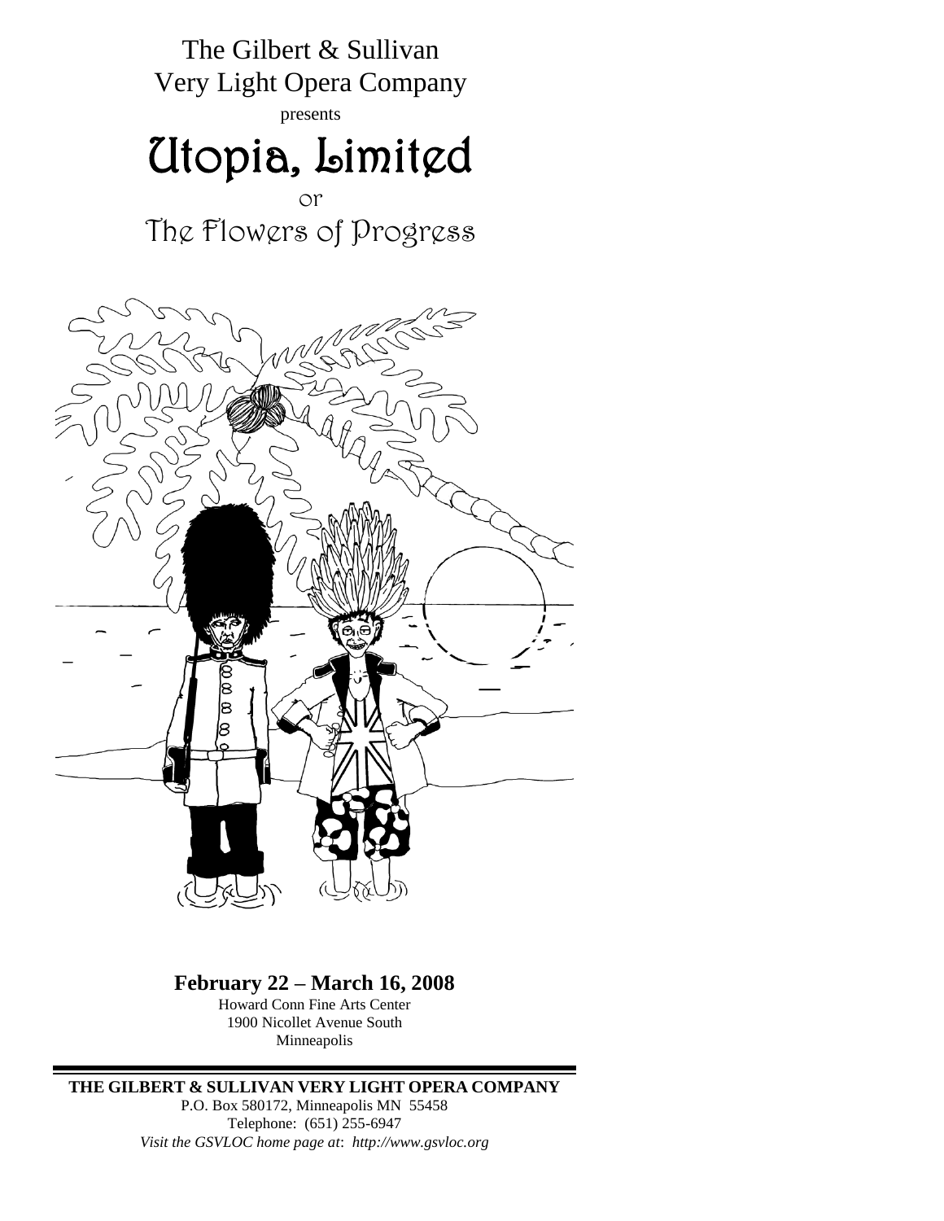The Gilbert & Sullivan
Very Light Opera Company

presents

# Utopia, Limited

or

## The Flowers of Progress

**February 22 – March 16, 2008**

Howard Conn Fine Arts Center
1900 Nicollet Avenue South
Minneapolis

---

**THE GILBERT & SULLIVAN VERY LIGHT OPERA COMPANY**

P.O. Box 580172, Minneapolis MN 55458
Telephone: (651) 255-6947
*Visit the GSVLOC home page at*: *http://www.gsvloc.org*